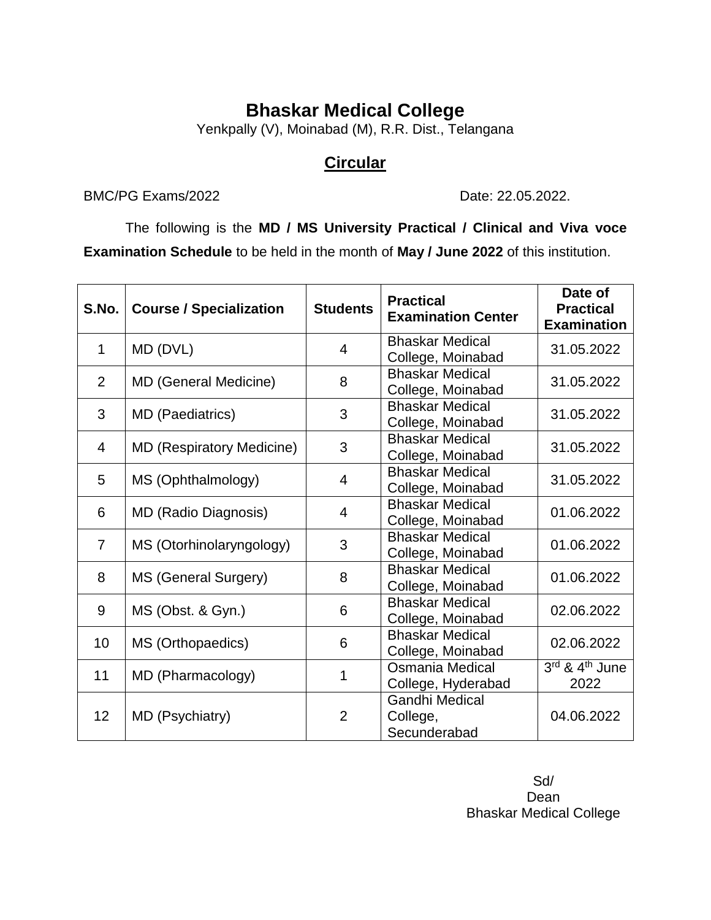# Bhaskar Medical College

Yenkpally (V), Moinabad (M), R.R. Dist., Telangana

## Circular

BMC/PG Exams/2022 Date: 22.05.2022.

The following is the **MD / MS University Practical / Clinical and Viva voce Examination Schedule** to be held in the month of **May / June 2022** of this institution.

| S.No. | Course / Specialization | Students | Practical Examination Center | Date of Practical Examination |
|---|---|---|---|---|
| 1 | MD (DVL) | 4 | Bhaskar Medical College, Moinabad | 31.05.2022 |
| 2 | MD (General Medicine) | 8 | Bhaskar Medical College, Moinabad | 31.05.2022 |
| 3 | MD (Paediatrics) | 3 | Bhaskar Medical College, Moinabad | 31.05.2022 |
| 4 | MD (Respiratory Medicine) | 3 | Bhaskar Medical College, Moinabad | 31.05.2022 |
| 5 | MS (Ophthalmology) | 4 | Bhaskar Medical College, Moinabad | 31.05.2022 |
| 6 | MD (Radio Diagnosis) | 4 | Bhaskar Medical College, Moinabad | 01.06.2022 |
| 7 | MS (Otorhinolaryngology) | 3 | Bhaskar Medical College, Moinabad | 01.06.2022 |
| 8 | MS (General Surgery) | 8 | Bhaskar Medical College, Moinabad | 01.06.2022 |
| 9 | MS (Obst. & Gyn.) | 6 | Bhaskar Medical College, Moinabad | 02.06.2022 |
| 10 | MS (Orthopaedics) | 6 | Bhaskar Medical College, Moinabad | 02.06.2022 |
| 11 | MD (Pharmacology) | 1 | Osmania Medical College, Hyderabad | 3rd & 4th June 2022 |
| 12 | MD (Psychiatry) | 2 | Gandhi Medical College, Secunderabad | 04.06.2022 |

Sd/
Dean
Bhaskar Medical College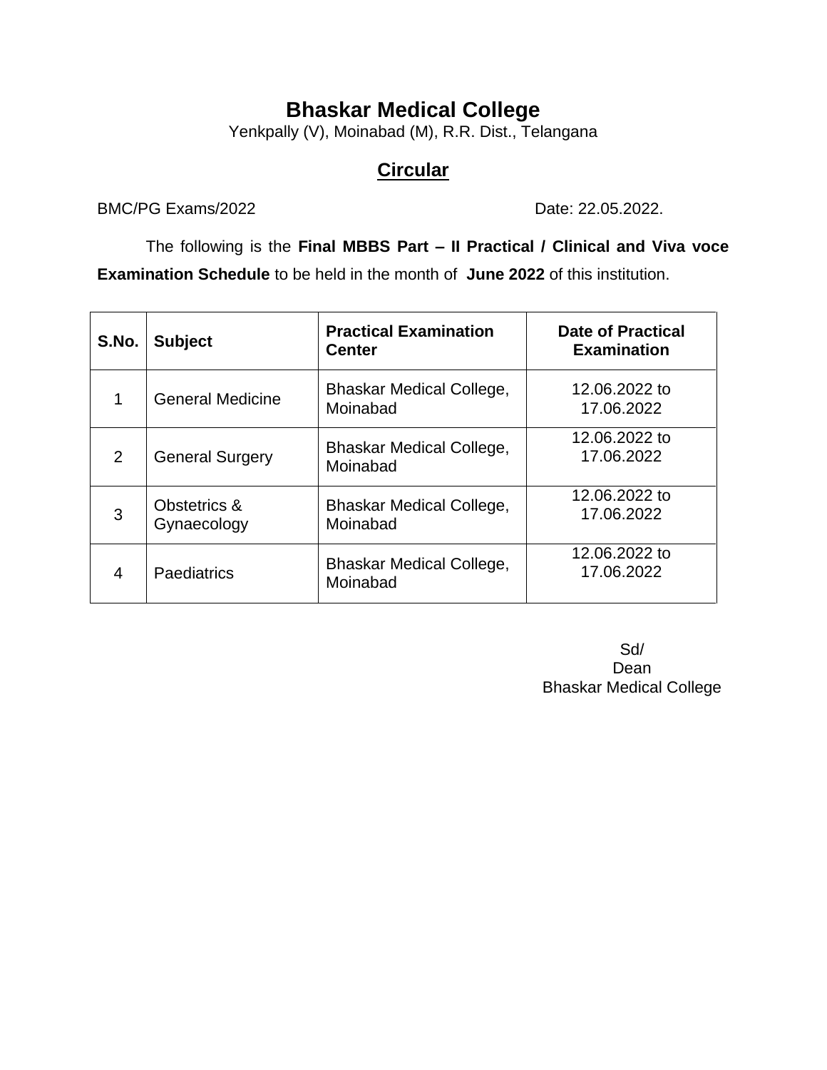# Bhaskar Medical College

Yenkpally (V), Moinabad (M), R.R. Dist., Telangana

## Circular

BMC/PG Exams/2022 Date: 22.05.2022.

The following is the **Final MBBS Part – II Practical / Clinical and Viva voce Examination Schedule** to be held in the month of **June 2022** of this institution.

| S.No. | Subject | Practical Examination Center | Date of Practical Examination |
|---|---|---|---|
| 1 | General Medicine | Bhaskar Medical College, Moinabad | 12.06.2022 to 17.06.2022 |
| 2 | General Surgery | Bhaskar Medical College, Moinabad | 12.06.2022 to 17.06.2022 |
| 3 | Obstetrics & Gynaecology | Bhaskar Medical College, Moinabad | 12.06.2022 to 17.06.2022 |
| 4 | Paediatrics | Bhaskar Medical College, Moinabad | 12.06.2022 to 17.06.2022 |

Sd/
Dean
Bhaskar Medical College